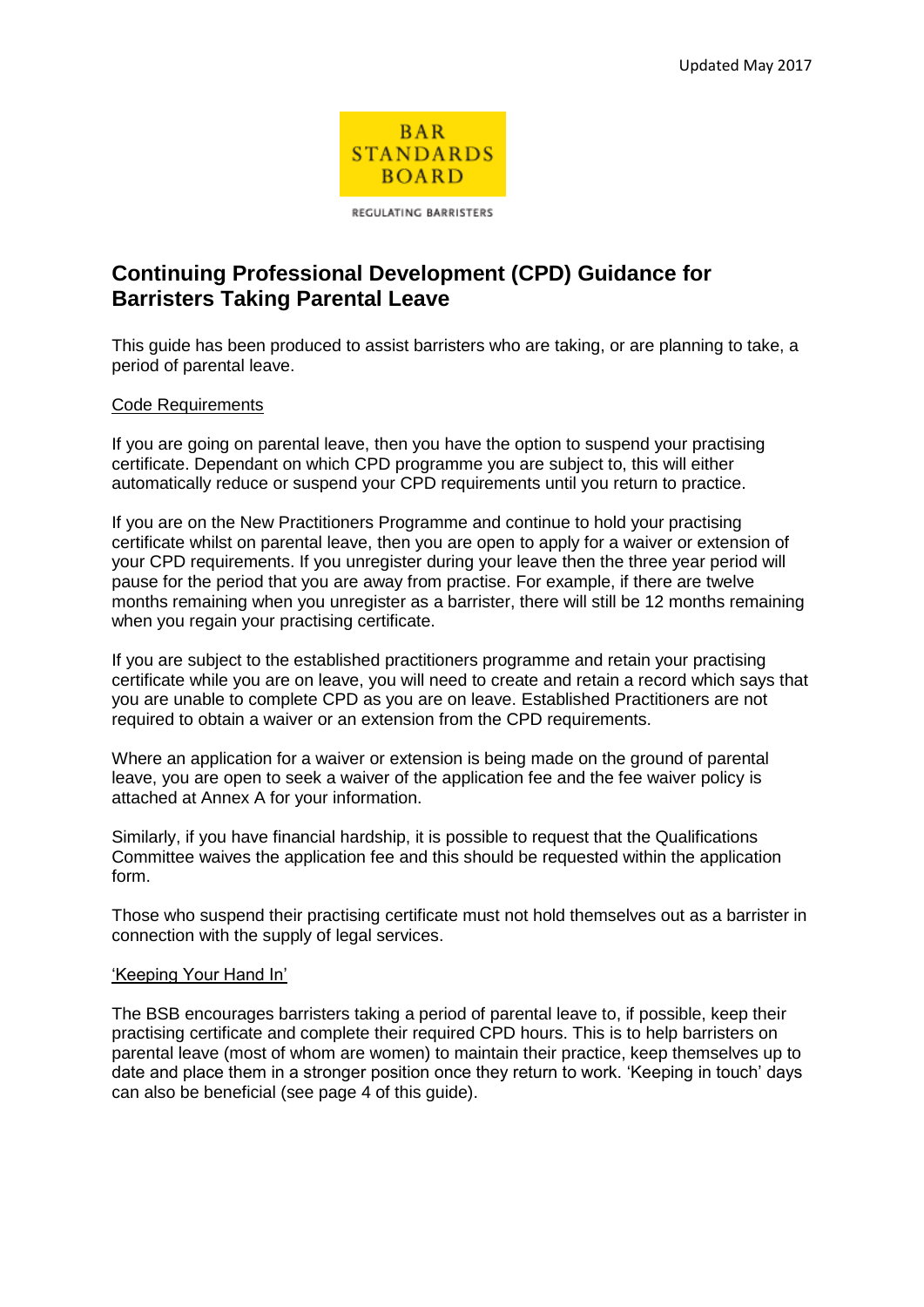Updated May 2017

BAR STANDARDS BOARD

REGULATING BARRISTERS

# Continuing Professional Development (CPD) Guidance for Barristers Taking Parental Leave

This guide has been produced to assist barristers who are taking, or are planning to take, a period of parental leave.

## Code Requirements

If you are going on parental leave, then you have the option to suspend your practising certificate. Dependant on which CPD programme you are subject to, this will either automatically reduce or suspend your CPD requirements until you return to practice.

If you are on the New Practitioners Programme and continue to hold your practising certificate whilst on parental leave, then you are open to apply for a waiver or extension of your CPD requirements. If you unregister during your leave then the three year period will pause for the period that you are away from practise. For example, if there are twelve months remaining when you unregister as a barrister, there will still be 12 months remaining when you regain your practising certificate.

If you are subject to the established practitioners programme and retain your practising certificate while you are on leave, you will need to create and retain a record which says that you are unable to complete CPD as you are on leave. Established Practitioners are not required to obtain a waiver or an extension from the CPD requirements.

Where an application for a waiver or extension is being made on the ground of parental leave, you are open to seek a waiver of the application fee and the fee waiver policy is attached at Annex A for your information.

Similarly, if you have financial hardship, it is possible to request that the Qualifications Committee waives the application fee and this should be requested within the application form.

Those who suspend their practising certificate must not hold themselves out as a barrister in connection with the supply of legal services.

## 'Keeping Your Hand In'

The BSB encourages barristers taking a period of parental leave to, if possible, keep their practising certificate and complete their required CPD hours. This is to help barristers on parental leave (most of whom are women) to maintain their practice, keep themselves up to date and place them in a stronger position once they return to work. 'Keeping in touch' days can also be beneficial (see page 4 of this guide).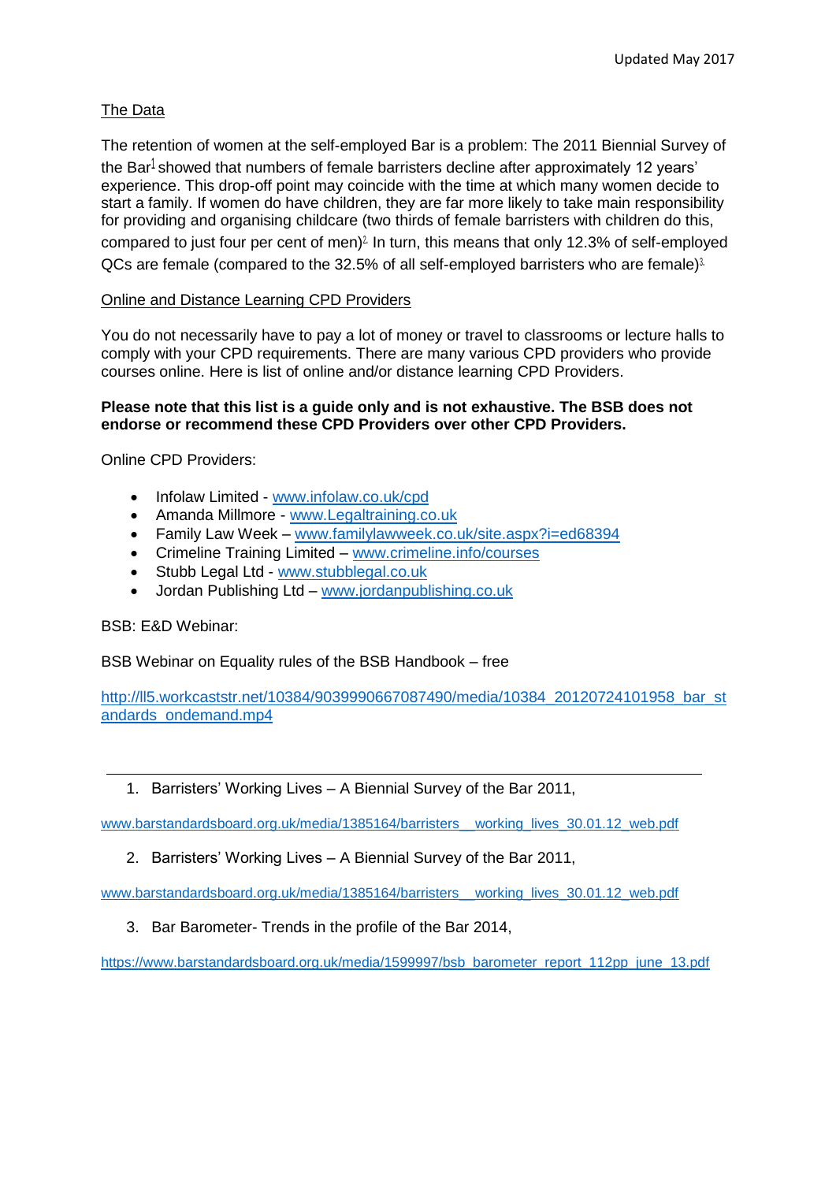Updated May 2017

The Data

The retention of women at the self-employed Bar is a problem: The 2011 Biennial Survey of the Bar[1] showed that numbers of female barristers decline after approximately 12 years' experience. This drop-off point may coincide with the time at which many women decide to start a family. If women do have children, they are far more likely to take main responsibility for providing and organising childcare (two thirds of female barristers with children do this, compared to just four per cent of men)[2]. In turn, this means that only 12.3% of self-employed QCs are female (compared to the 32.5% of all self-employed barristers who are female)[3].

Online and Distance Learning CPD Providers

You do not necessarily have to pay a lot of money or travel to classrooms or lecture halls to comply with your CPD requirements. There are many various CPD providers who provide courses online. Here is list of online and/or distance learning CPD Providers.

**Please note that this list is a guide only and is not exhaustive. The BSB does not endorse or recommend these CPD Providers over other CPD Providers.**

Online CPD Providers:

- Infolaw Limited - www.infolaw.co.uk/cpd
- Amanda Millmore - www.Legaltraining.co.uk
- Family Law Week – www.familylawweek.co.uk/site.aspx?i=ed68394
- Crimeline Training Limited – www.crimeline.info/courses
- Stubb Legal Ltd - www.stubblegal.co.uk
- Jordan Publishing Ltd – www.jordanpublishing.co.uk

BSB: E&D Webinar:

BSB Webinar on Equality rules of the BSB Handbook – free

http://ll5.workcaststr.net/10384/9039990667087490/media/10384_20120724101958_bar_standards_ondemand.mp4

---

1. Barristers' Working Lives – A Biennial Survey of the Bar 2011,

www.barstandardsboard.org.uk/media/1385164/barristers__working_lives_30.01.12_web.pdf

2. Barristers' Working Lives – A Biennial Survey of the Bar 2011,

www.barstandardsboard.org.uk/media/1385164/barristers__working_lives_30.01.12_web.pdf

3. Bar Barometer- Trends in the profile of the Bar 2014,

https://www.barstandardsboard.org.uk/media/1599997/bsb_barometer_report_112pp_june_13.pdf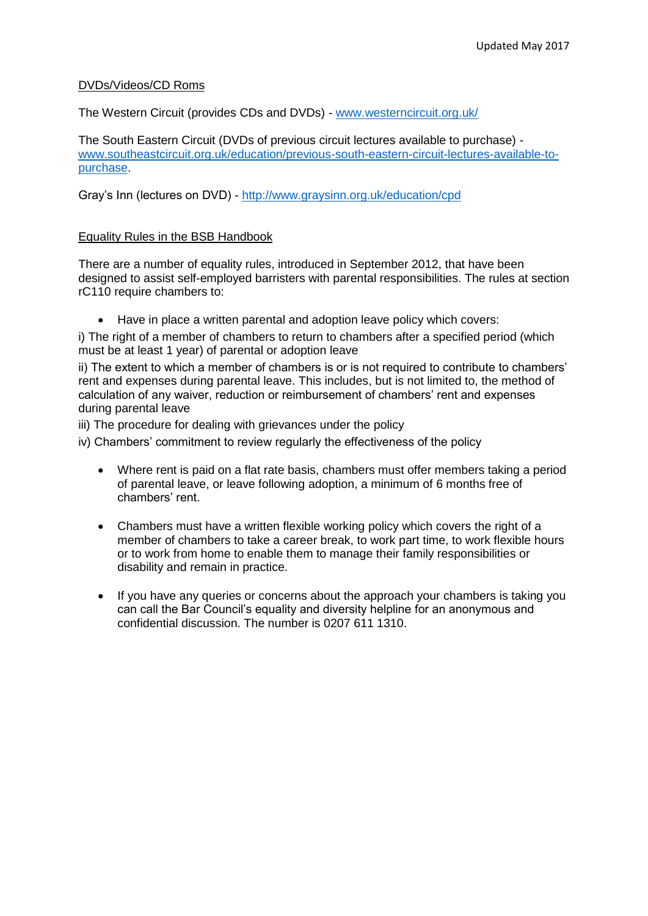DVDs/Videos/CD Roms

The Western Circuit (provides CDs and DVDs) - [www.westerncircuit.org.uk/](www.westerncircuit.org.uk/)

The South Eastern Circuit (DVDs of previous circuit lectures available to purchase) - [www.southeastcircuit.org.uk/education/previous-south-eastern-circuit-lectures-available-to-purchase](www.southeastcircuit.org.uk/education/previous-south-eastern-circuit-lectures-available-to-purchase).

Gray's Inn (lectures on DVD) - [http://www.graysinn.org.uk/education/cpd](http://www.graysinn.org.uk/education/cpd)

Equality Rules in the BSB Handbook

There are a number of equality rules, introduced in September 2012, that have been designed to assist self-employed barristers with parental responsibilities. The rules at section rC110 require chambers to:

- Have in place a written parental and adoption leave policy which covers:

i) The right of a member of chambers to return to chambers after a specified period (which must be at least 1 year) of parental or adoption leave

ii) The extent to which a member of chambers is or is not required to contribute to chambers' rent and expenses during parental leave. This includes, but is not limited to, the method of calculation of any waiver, reduction or reimbursement of chambers' rent and expenses during parental leave

iii) The procedure for dealing with grievances under the policy

iv) Chambers' commitment to review regularly the effectiveness of the policy

- Where rent is paid on a flat rate basis, chambers must offer members taking a period of parental leave, or leave following adoption, a minimum of 6 months free of chambers' rent.

- Chambers must have a written flexible working policy which covers the right of a member of chambers to take a career break, to work part time, to work flexible hours or to work from home to enable them to manage their family responsibilities or disability and remain in practice.

- If you have any queries or concerns about the approach your chambers is taking you can call the Bar Council's equality and diversity helpline for an anonymous and confidential discussion. The number is 0207 611 1310.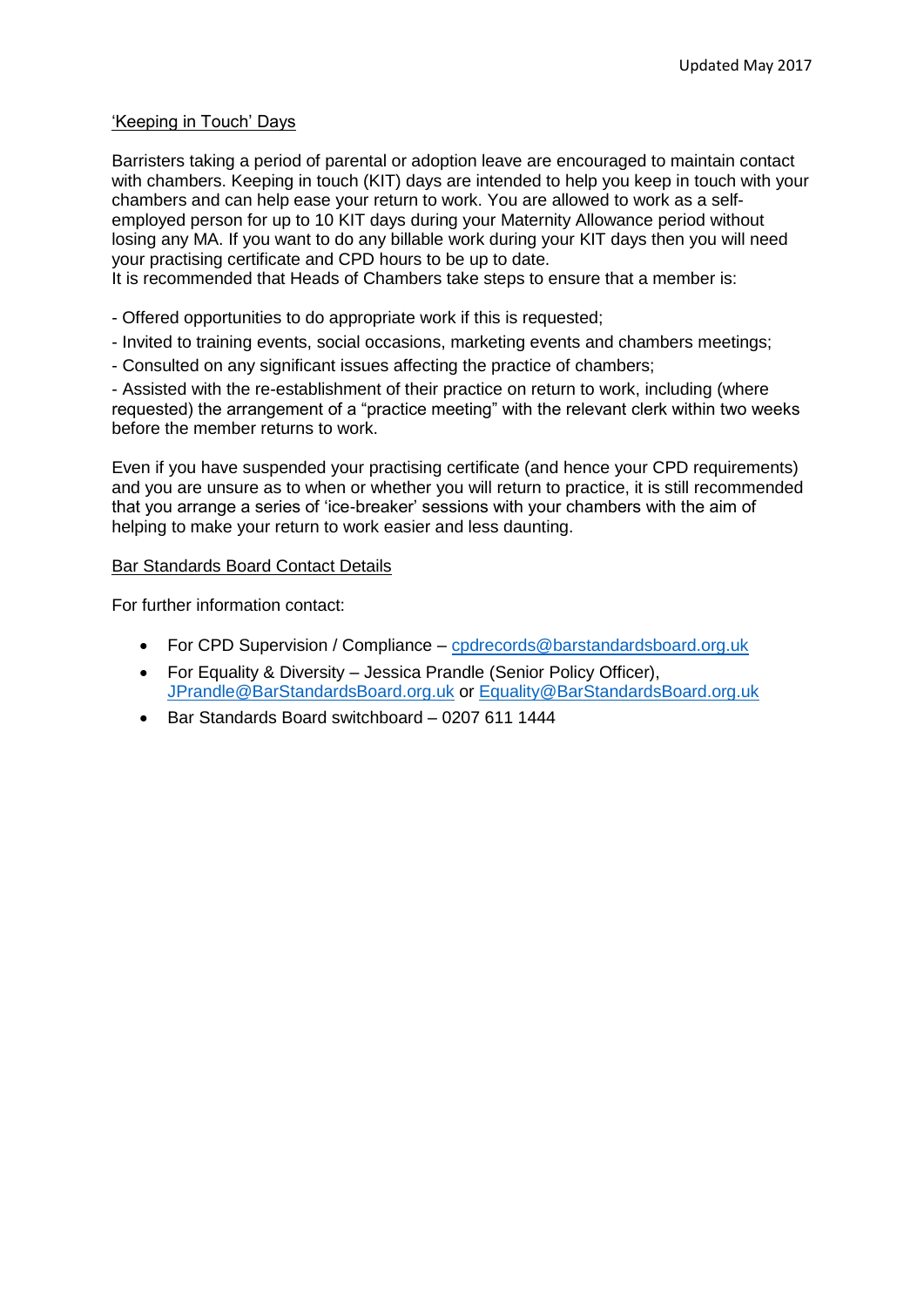## 'Keeping in Touch' Days

Barristers taking a period of parental or adoption leave are encouraged to maintain contact with chambers. Keeping in touch (KIT) days are intended to help you keep in touch with your chambers and can help ease your return to work. You are allowed to work as a self-employed person for up to 10 KIT days during your Maternity Allowance period without losing any MA. If you want to do any billable work during your KIT days then you will need your practising certificate and CPD hours to be up to date.
It is recommended that Heads of Chambers take steps to ensure that a member is:

- Offered opportunities to do appropriate work if this is requested;
- Invited to training events, social occasions, marketing events and chambers meetings;
- Consulted on any significant issues affecting the practice of chambers;
- Assisted with the re-establishment of their practice on return to work, including (where requested) the arrangement of a "practice meeting" with the relevant clerk within two weeks before the member returns to work.

Even if you have suspended your practising certificate (and hence your CPD requirements) and you are unsure as to when or whether you will return to practice, it is still recommended that you arrange a series of 'ice-breaker' sessions with your chambers with the aim of helping to make your return to work easier and less daunting.

## Bar Standards Board Contact Details

For further information contact:

- For CPD Supervision / Compliance – cpdrecords@barstandardsboard.org.uk
- For Equality & Diversity – Jessica Prandle (Senior Policy Officer), JPrandle@BarStandardsBoard.org.uk or Equality@BarStandardsBoard.org.uk
- Bar Standards Board switchboard – 0207 611 1444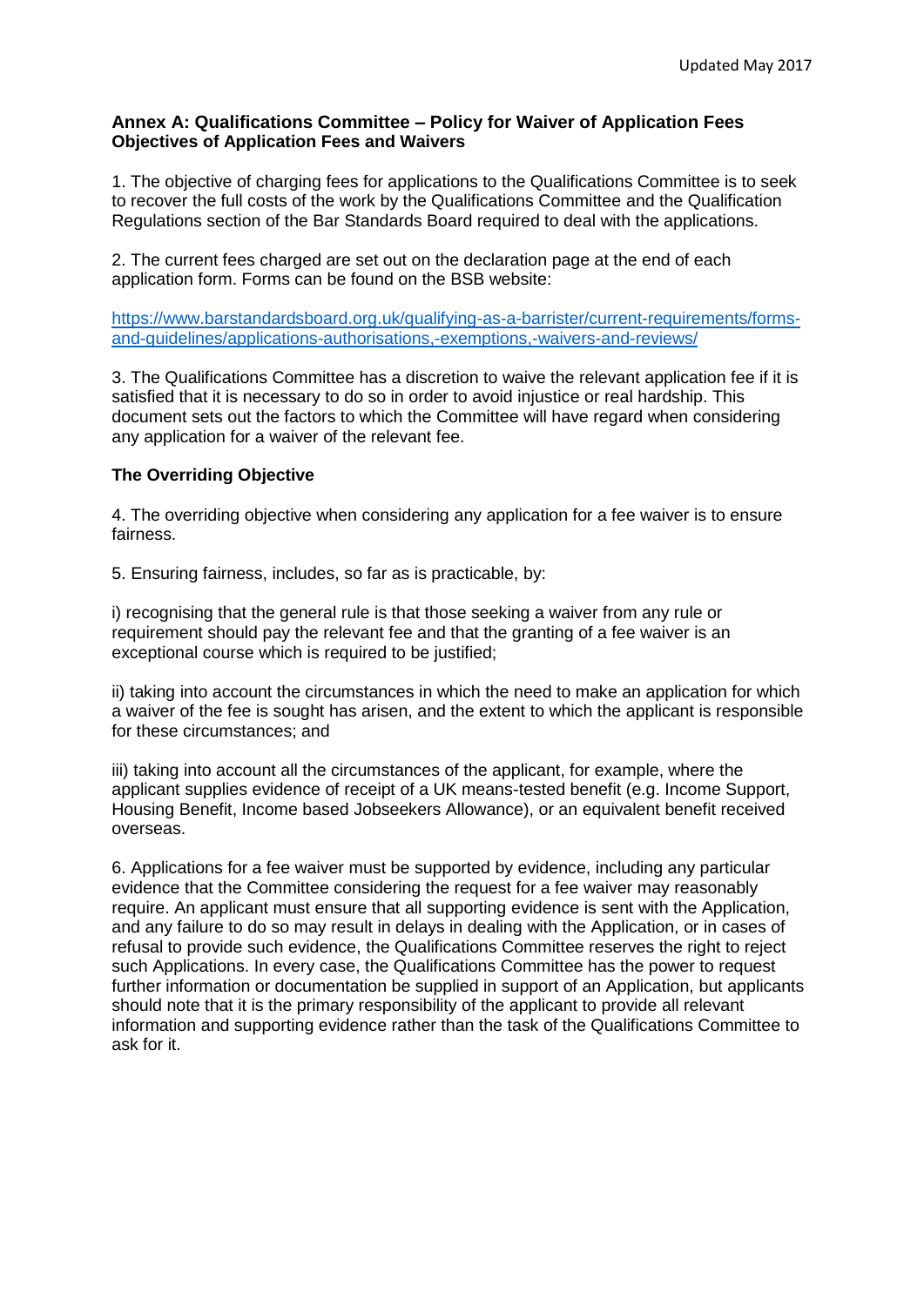**Annex A: Qualifications Committee – Policy for Waiver of Application Fees**
**Objectives of Application Fees and Waivers**

1. The objective of charging fees for applications to the Qualifications Committee is to seek to recover the full costs of the work by the Qualifications Committee and the Qualification Regulations section of the Bar Standards Board required to deal with the applications.

2. The current fees charged are set out on the declaration page at the end of each application form. Forms can be found on the BSB website:

https://www.barstandardsboard.org.uk/qualifying-as-a-barrister/current-requirements/forms-and-guidelines/applications-authorisations,-exemptions,-waivers-and-reviews/

3. The Qualifications Committee has a discretion to waive the relevant application fee if it is satisfied that it is necessary to do so in order to avoid injustice or real hardship. This document sets out the factors to which the Committee will have regard when considering any application for a waiver of the relevant fee.

**The Overriding Objective**

4. The overriding objective when considering any application for a fee waiver is to ensure fairness.

5. Ensuring fairness, includes, so far as is practicable, by:

i) recognising that the general rule is that those seeking a waiver from any rule or requirement should pay the relevant fee and that the granting of a fee waiver is an exceptional course which is required to be justified;

ii) taking into account the circumstances in which the need to make an application for which a waiver of the fee is sought has arisen, and the extent to which the applicant is responsible for these circumstances; and

iii) taking into account all the circumstances of the applicant, for example, where the applicant supplies evidence of receipt of a UK means-tested benefit (e.g. Income Support, Housing Benefit, Income based Jobseekers Allowance), or an equivalent benefit received overseas.

6. Applications for a fee waiver must be supported by evidence, including any particular evidence that the Committee considering the request for a fee waiver may reasonably require. An applicant must ensure that all supporting evidence is sent with the Application, and any failure to do so may result in delays in dealing with the Application, or in cases of refusal to provide such evidence, the Qualifications Committee reserves the right to reject such Applications. In every case, the Qualifications Committee has the power to request further information or documentation be supplied in support of an Application, but applicants should note that it is the primary responsibility of the applicant to provide all relevant information and supporting evidence rather than the task of the Qualifications Committee to ask for it.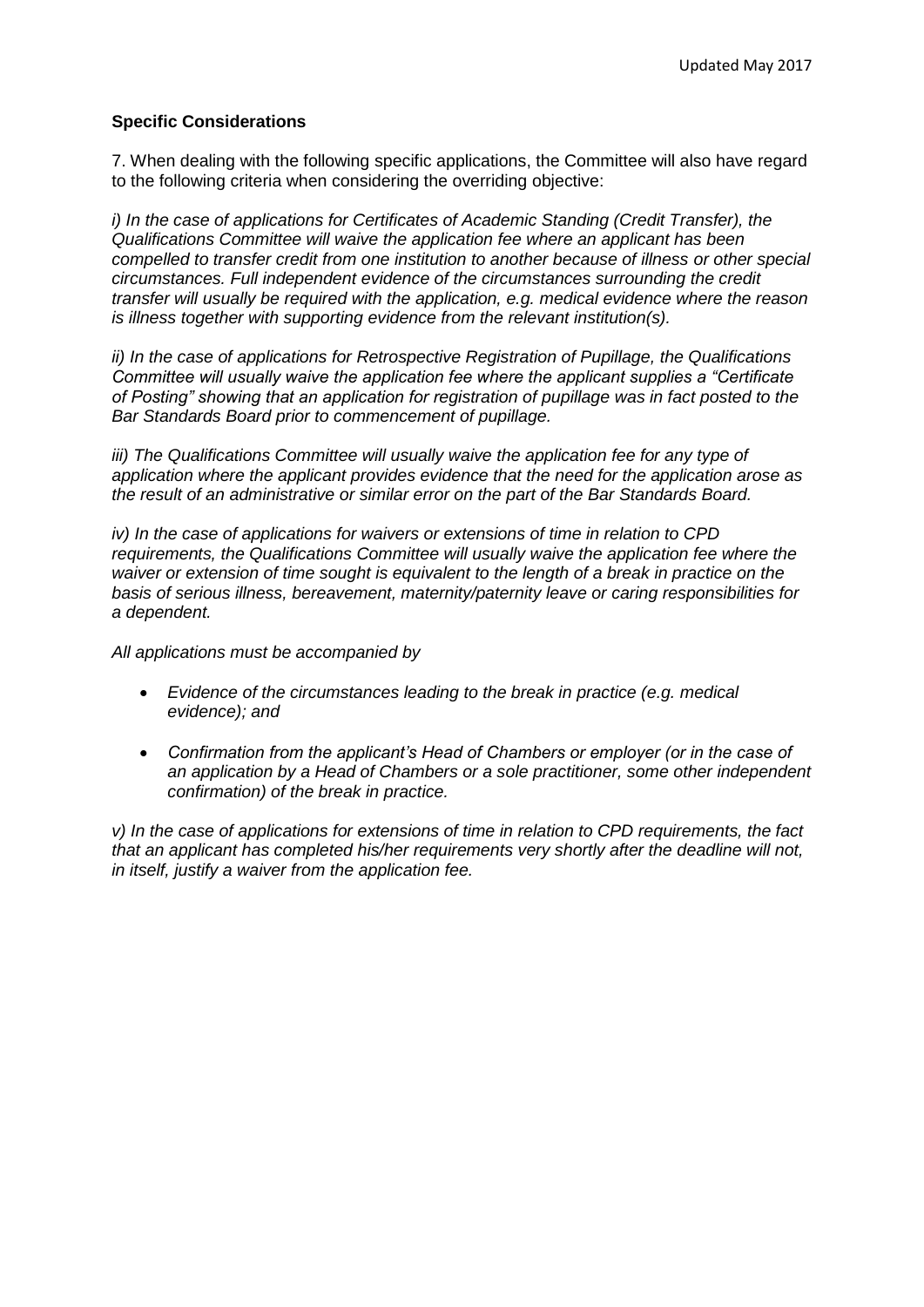**Specific Considerations**

7. When dealing with the following specific applications, the Committee will also have regard to the following criteria when considering the overriding objective:

*i) In the case of applications for Certificates of Academic Standing (Credit Transfer), the Qualifications Committee will waive the application fee where an applicant has been compelled to transfer credit from one institution to another because of illness or other special circumstances. Full independent evidence of the circumstances surrounding the credit transfer will usually be required with the application, e.g. medical evidence where the reason is illness together with supporting evidence from the relevant institution(s).*

*ii) In the case of applications for Retrospective Registration of Pupillage, the Qualifications Committee will usually waive the application fee where the applicant supplies a "Certificate of Posting" showing that an application for registration of pupillage was in fact posted to the Bar Standards Board prior to commencement of pupillage.*

*iii) The Qualifications Committee will usually waive the application fee for any type of application where the applicant provides evidence that the need for the application arose as the result of an administrative or similar error on the part of the Bar Standards Board.*

*iv) In the case of applications for waivers or extensions of time in relation to CPD requirements, the Qualifications Committee will usually waive the application fee where the waiver or extension of time sought is equivalent to the length of a break in practice on the basis of serious illness, bereavement, maternity/paternity leave or caring responsibilities for a dependent.*

*All applications must be accompanied by*

- *Evidence of the circumstances leading to the break in practice (e.g. medical evidence); and*
- *Confirmation from the applicant's Head of Chambers or employer (or in the case of an application by a Head of Chambers or a sole practitioner, some other independent confirmation) of the break in practice.*

*v) In the case of applications for extensions of time in relation to CPD requirements, the fact that an applicant has completed his/her requirements very shortly after the deadline will not, in itself, justify a waiver from the application fee.*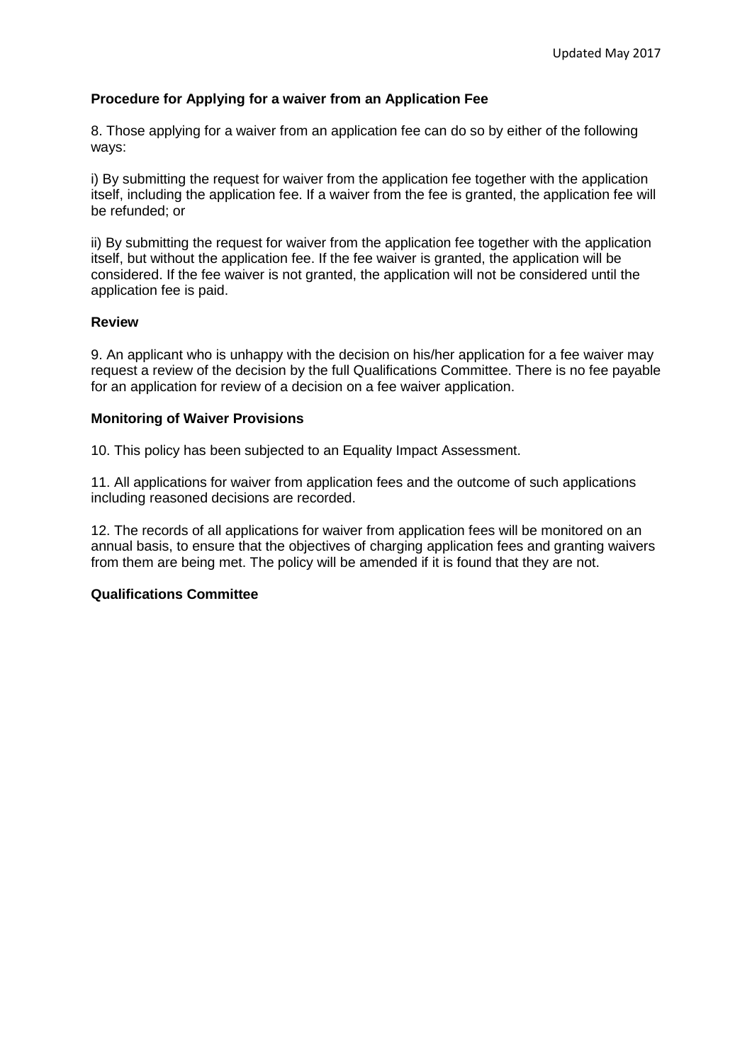**Procedure for Applying for a waiver from an Application Fee**

8. Those applying for a waiver from an application fee can do so by either of the following ways:

i) By submitting the request for waiver from the application fee together with the application itself, including the application fee. If a waiver from the fee is granted, the application fee will be refunded; or

ii) By submitting the request for waiver from the application fee together with the application itself, but without the application fee. If the fee waiver is granted, the application will be considered. If the fee waiver is not granted, the application will not be considered until the application fee is paid.

**Review**

9. An applicant who is unhappy with the decision on his/her application for a fee waiver may request a review of the decision by the full Qualifications Committee. There is no fee payable for an application for review of a decision on a fee waiver application.

**Monitoring of Waiver Provisions**

10. This policy has been subjected to an Equality Impact Assessment.

11. All applications for waiver from application fees and the outcome of such applications including reasoned decisions are recorded.

12. The records of all applications for waiver from application fees will be monitored on an annual basis, to ensure that the objectives of charging application fees and granting waivers from them are being met. The policy will be amended if it is found that they are not.

**Qualifications Committee**